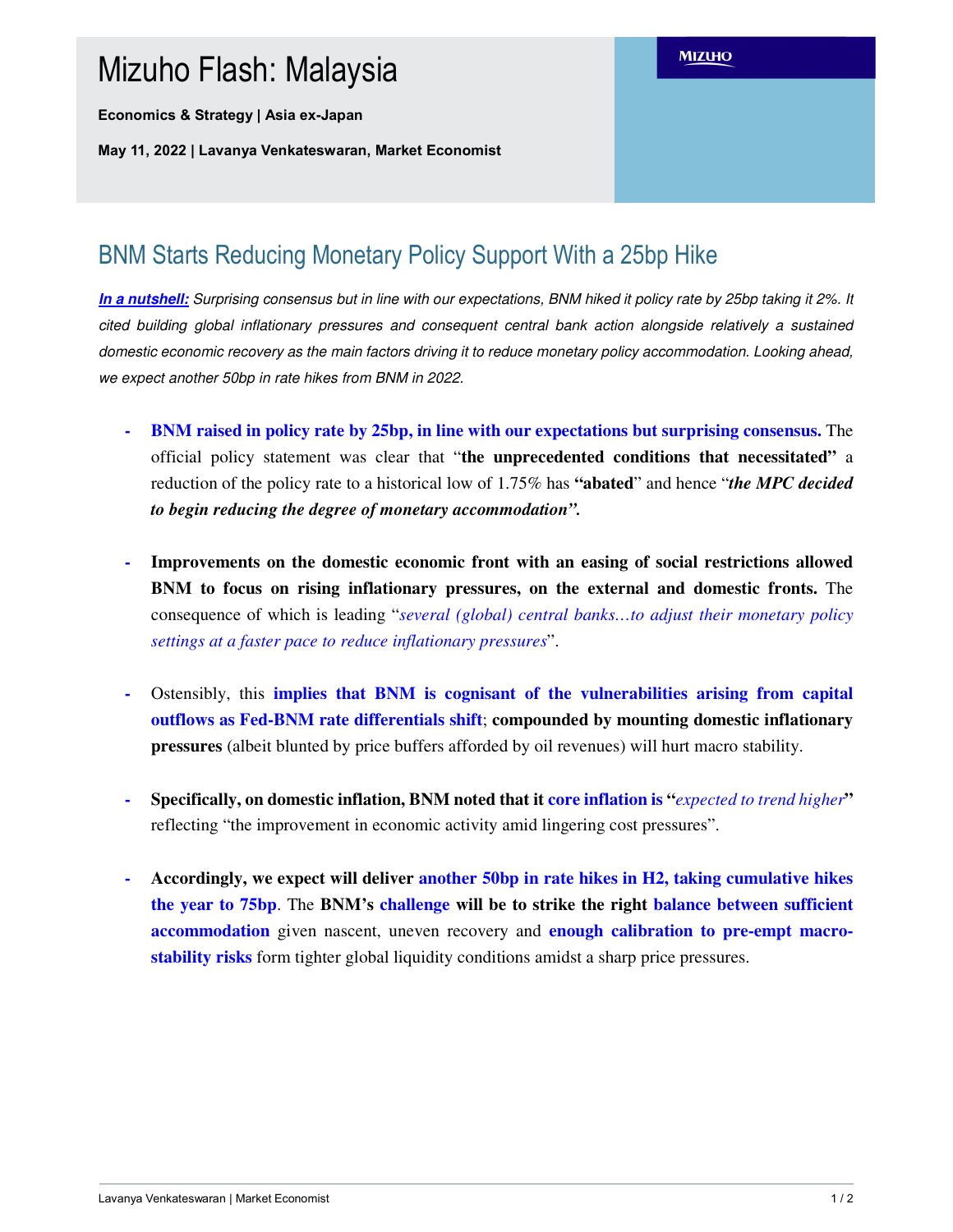# Mizuho Flash: Malaysia

**Economics & Strategy | Asia ex-Japan**

**May 11, 2022 | Lavanya Venkateswaran, Market Economist**

MIZUHO

## BNM Starts Reducing Monetary Policy Support With a 25bp Hike

***In a nutshell:*** *Surprising consensus but in line with our expectations, BNM hiked it policy rate by 25bp taking it 2%. It cited building global inflationary pressures and consequent central bank action alongside relatively a sustained domestic economic recovery as the main factors driving it to reduce monetary policy accommodation. Looking ahead, we expect another 50bp in rate hikes from BNM in 2022.*

- **BNM raised in policy rate by 25bp, in line with our expectations but surprising consensus.** The official policy statement was clear that "**the unprecedented conditions that necessitated"** a reduction of the policy rate to a historical low of 1.75% has **"abated**" and hence "***the MPC decided to begin reducing the degree of monetary accommodation".***

- **Improvements on the domestic economic front with an easing of social restrictions allowed BNM to focus on rising inflationary pressures, on the external and domestic fronts.** The consequence of which is leading "*several (global) central banks…to adjust their monetary policy settings at a faster pace to reduce inflationary pressures*".

- Ostensibly, this **implies that BNM is cognisant of the vulnerabilities arising from capital outflows as Fed-BNM rate differentials shift**; **compounded by mounting domestic inflationary pressures** (albeit blunted by price buffers afforded by oil revenues) will hurt macro stability.

- **Specifically, on domestic inflation, BNM noted that it core inflation is "***expected to trend higher***"** reflecting "the improvement in economic activity amid lingering cost pressures".

- **Accordingly, we expect will deliver another 50bp in rate hikes in H2, taking cumulative hikes the year to 75bp**. The **BNM's challenge will be to strike the right balance between sufficient accommodation** given nascent, uneven recovery and **enough calibration to pre-empt macro-stability risks** form tighter global liquidity conditions amidst a sharp price pressures.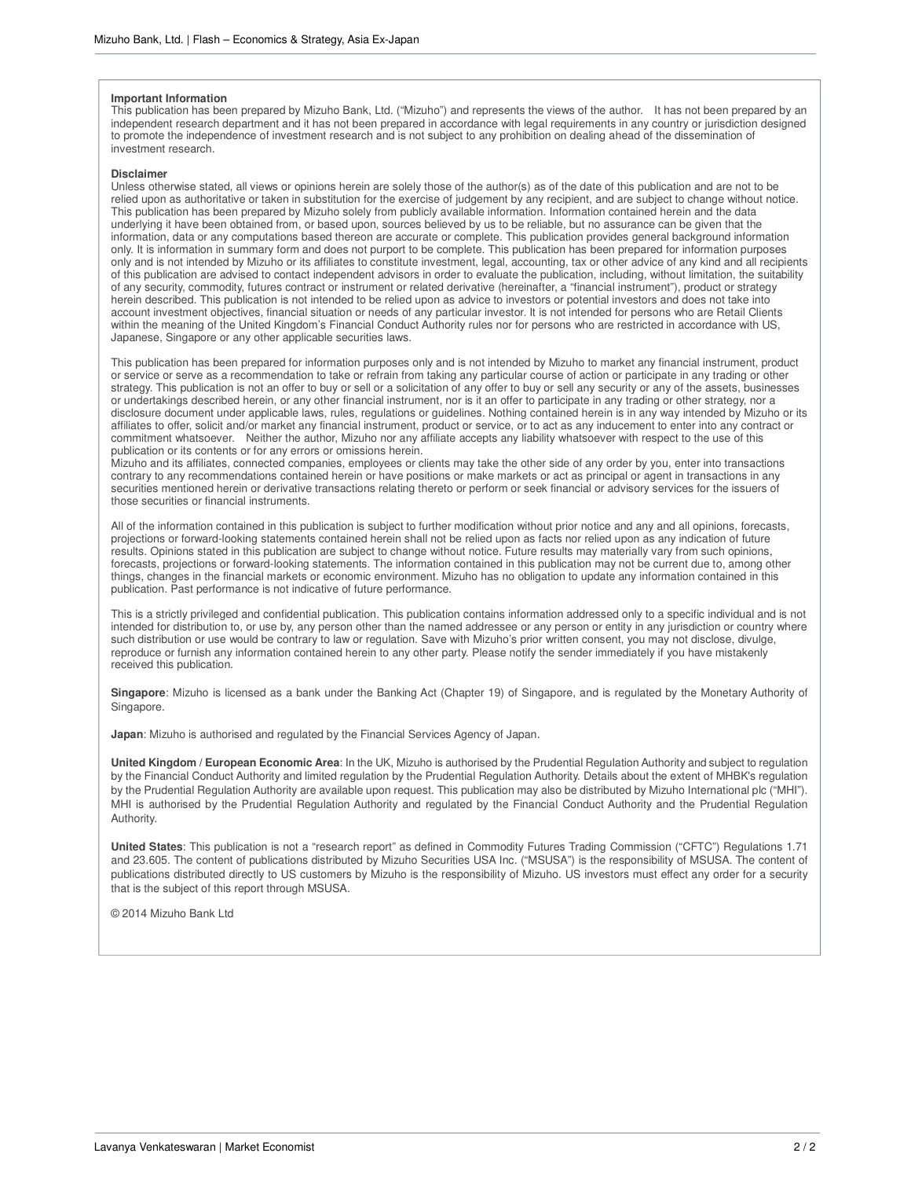**Important Information**

This publication has been prepared by Mizuho Bank, Ltd. ("Mizuho") and represents the views of the author. It has not been prepared by an independent research department and it has not been prepared in accordance with legal requirements in any country or jurisdiction designed to promote the independence of investment research and is not subject to any prohibition on dealing ahead of the dissemination of investment research.

**Disclaimer**

Unless otherwise stated, all views or opinions herein are solely those of the author(s) as of the date of this publication and are not to be relied upon as authoritative or taken in substitution for the exercise of judgement by any recipient, and are subject to change without notice. This publication has been prepared by Mizuho solely from publicly available information. Information contained herein and the data underlying it have been obtained from, or based upon, sources believed by us to be reliable, but no assurance can be given that the information, data or any computations based thereon are accurate or complete. This publication provides general background information only. It is information in summary form and does not purport to be complete. This publication has been prepared for information purposes only and is not intended by Mizuho or its affiliates to constitute investment, legal, accounting, tax or other advice of any kind and all recipients of this publication are advised to contact independent advisors in order to evaluate the publication, including, without limitation, the suitability of any security, commodity, futures contract or instrument or related derivative (hereinafter, a "financial instrument"), product or strategy herein described. This publication is not intended to be relied upon as advice to investors or potential investors and does not take into account investment objectives, financial situation or needs of any particular investor. It is not intended for persons who are Retail Clients within the meaning of the United Kingdom's Financial Conduct Authority rules nor for persons who are restricted in accordance with US, Japanese, Singapore or any other applicable securities laws.

This publication has been prepared for information purposes only and is not intended by Mizuho to market any financial instrument, product or service or serve as a recommendation to take or refrain from taking any particular course of action or participate in any trading or other strategy. This publication is not an offer to buy or sell or a solicitation of any offer to buy or sell any security or any of the assets, businesses or undertakings described herein, or any other financial instrument, nor is it an offer to participate in any trading or other strategy, nor a disclosure document under applicable laws, rules, regulations or guidelines. Nothing contained herein is in any way intended by Mizuho or its affiliates to offer, solicit and/or market any financial instrument, product or service, or to act as any inducement to enter into any contract or commitment whatsoever. Neither the author, Mizuho nor any affiliate accepts any liability whatsoever with respect to the use of this publication or its contents or for any errors or omissions herein.
Mizuho and its affiliates, connected companies, employees or clients may take the other side of any order by you, enter into transactions contrary to any recommendations contained herein or have positions or make markets or act as principal or agent in transactions in any securities mentioned herein or derivative transactions relating thereto or perform or seek financial or advisory services for the issuers of those securities or financial instruments.

All of the information contained in this publication is subject to further modification without prior notice and any and all opinions, forecasts, projections or forward-looking statements contained herein shall not be relied upon as facts nor relied upon as any indication of future results. Opinions stated in this publication are subject to change without notice. Future results may materially vary from such opinions, forecasts, projections or forward-looking statements. The information contained in this publication may not be current due to, among other things, changes in the financial markets or economic environment. Mizuho has no obligation to update any information contained in this publication. Past performance is not indicative of future performance.

This is a strictly privileged and confidential publication. This publication contains information addressed only to a specific individual and is not intended for distribution to, or use by, any person other than the named addressee or any person or entity in any jurisdiction or country where such distribution or use would be contrary to law or regulation. Save with Mizuho's prior written consent, you may not disclose, divulge, reproduce or furnish any information contained herein to any other party. Please notify the sender immediately if you have mistakenly received this publication.

**Singapore**: Mizuho is licensed as a bank under the Banking Act (Chapter 19) of Singapore, and is regulated by the Monetary Authority of Singapore.

**Japan**: Mizuho is authorised and regulated by the Financial Services Agency of Japan.

**United Kingdom / European Economic Area**: In the UK, Mizuho is authorised by the Prudential Regulation Authority and subject to regulation by the Financial Conduct Authority and limited regulation by the Prudential Regulation Authority. Details about the extent of MHBK's regulation by the Prudential Regulation Authority are available upon request. This publication may also be distributed by Mizuho International plc ("MHI"). MHI is authorised by the Prudential Regulation Authority and regulated by the Financial Conduct Authority and the Prudential Regulation Authority.

**United States**: This publication is not a "research report" as defined in Commodity Futures Trading Commission ("CFTC") Regulations 1.71 and 23.605. The content of publications distributed by Mizuho Securities USA Inc. ("MSUSA") is the responsibility of MSUSA. The content of publications distributed directly to US customers by Mizuho is the responsibility of Mizuho. US investors must effect any order for a security that is the subject of this report through MSUSA.

© 2014 Mizuho Bank Ltd